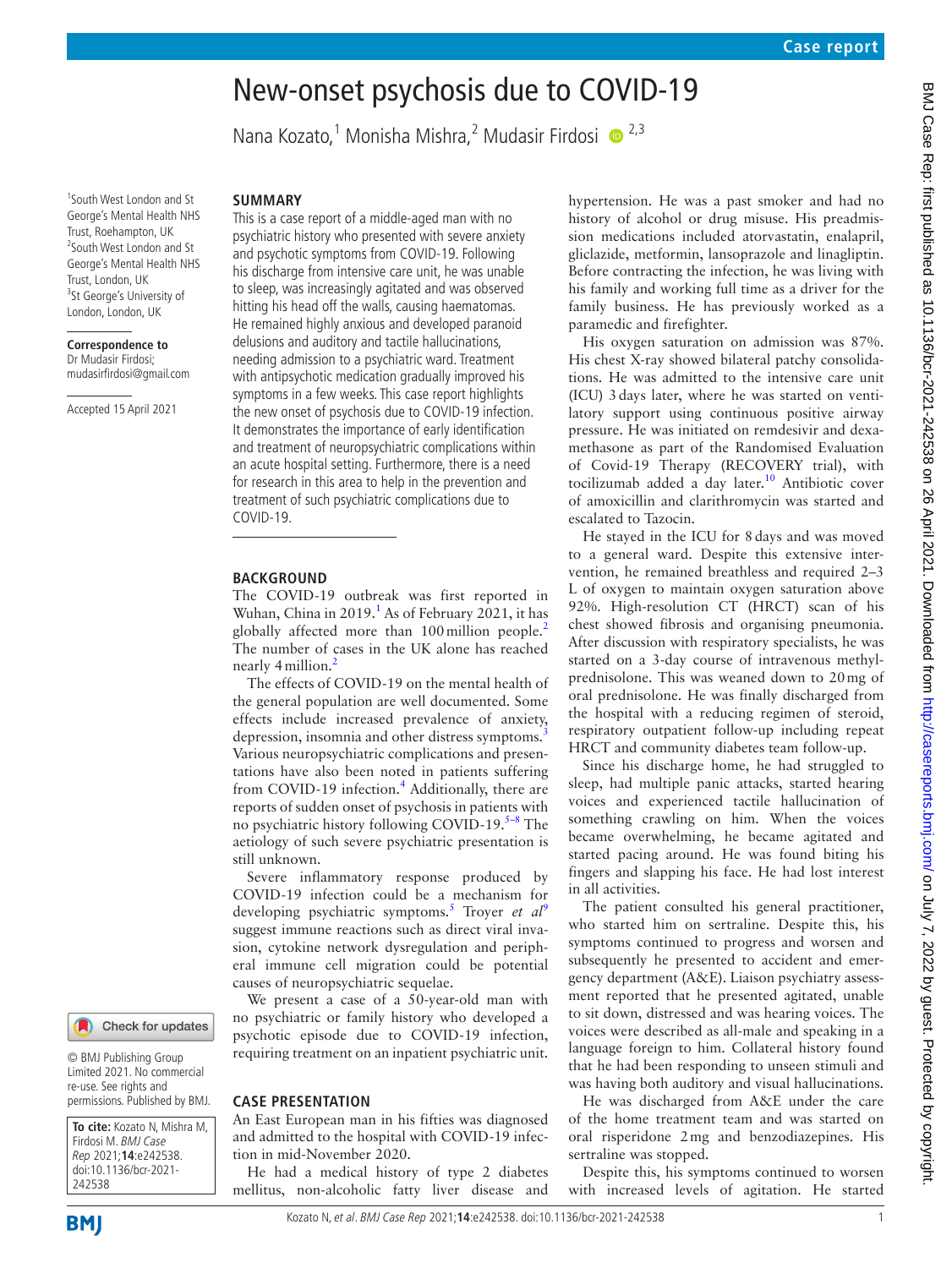# New-onset psychosis due to COVID-19

Nana Kozato,[1] Monisha Mishra,[2] Mudasir Firdosi[2,3]

[1]South West London and St George's Mental Health NHS Trust, Roehampton, UK
[2]South West London and St George's Mental Health NHS Trust, London, UK
[3]St George's University of London, London, UK

**Correspondence to**
Dr Mudasir Firdosi;
mudasirfirdosi@gmail.com

Accepted 15 April 2021

© BMJ Publishing Group Limited 2021. No commercial re-use. See rights and permissions. Published by BMJ.

**To cite:** Kozato N, Mishra M, Firdosi M. *BMJ Case Rep* 2021;**14**:e242538. doi:10.1136/bcr-2021-242538

## SUMMARY

This is a case report of a middle-aged man with no psychiatric history who presented with severe anxiety and psychotic symptoms from COVID-19. Following his discharge from intensive care unit, he was unable to sleep, was increasingly agitated and was observed hitting his head off the walls, causing haematomas. He remained highly anxious and developed paranoid delusions and auditory and tactile hallucinations, needing admission to a psychiatric ward. Treatment with antipsychotic medication gradually improved his symptoms in a few weeks. This case report highlights the new onset of psychosis due to COVID-19 infection. It demonstrates the importance of early identification and treatment of neuropsychiatric complications within an acute hospital setting. Furthermore, there is a need for research in this area to help in the prevention and treatment of such psychiatric complications due to COVID-19.

## BACKGROUND

The COVID-19 outbreak was first reported in Wuhan, China in 2019.[1] As of February 2021, it has globally affected more than 100 million people.[2] The number of cases in the UK alone has reached nearly 4 million.[2]

The effects of COVID-19 on the mental health of the general population are well documented. Some effects include increased prevalence of anxiety, depression, insomnia and other distress symptoms.[3] Various neuropsychiatric complications and presentations have also been noted in patients suffering from COVID-19 infection.[4] Additionally, there are reports of sudden onset of psychosis in patients with no psychiatric history following COVID-19.[5–8] The aetiology of such severe psychiatric presentation is still unknown.

Severe inflammatory response produced by COVID-19 infection could be a mechanism for developing psychiatric symptoms.[5] Troyer *et al*[9] suggest immune reactions such as direct viral invasion, cytokine network dysregulation and peripheral immune cell migration could be potential causes of neuropsychiatric sequelae.

We present a case of a 50-year-old man with no psychiatric or family history who developed a psychotic episode due to COVID-19 infection, requiring treatment on an inpatient psychiatric unit.

## CASE PRESENTATION

An East European man in his fifties was diagnosed and admitted to the hospital with COVID-19 infection in mid-November 2020.

He had a medical history of type 2 diabetes mellitus, non-alcoholic fatty liver disease and hypertension. He was a past smoker and had no history of alcohol or drug misuse. His preadmission medications included atorvastatin, enalapril, gliclazide, metformin, lansoprazole and linagliptin. Before contracting the infection, he was living with his family and working full time as a driver for the family business. He has previously worked as a paramedic and firefighter.

His oxygen saturation on admission was 87%. His chest X-ray showed bilateral patchy consolidations. He was admitted to the intensive care unit (ICU) 3 days later, where he was started on ventilatory support using continuous positive airway pressure. He was initiated on remdesivir and dexamethasone as part of the Randomised Evaluation of Covid-19 Therapy (RECOVERY trial), with tocilizumab added a day later.[10] Antibiotic cover of amoxicillin and clarithromycin was started and escalated to Tazocin.

He stayed in the ICU for 8 days and was moved to a general ward. Despite this extensive intervention, he remained breathless and required 2–3 L of oxygen to maintain oxygen saturation above 92%. High-resolution CT (HRCT) scan of his chest showed fibrosis and organising pneumonia. After discussion with respiratory specialists, he was started on a 3-day course of intravenous methylprednisolone. This was weaned down to 20 mg of oral prednisolone. He was finally discharged from the hospital with a reducing regimen of steroid, respiratory outpatient follow-up including repeat HRCT and community diabetes team follow-up.

Since his discharge home, he had struggled to sleep, had multiple panic attacks, started hearing voices and experienced tactile hallucination of something crawling on him. When the voices became overwhelming, he became agitated and started pacing around. He was found biting his fingers and slapping his face. He had lost interest in all activities.

The patient consulted his general practitioner, who started him on sertraline. Despite this, his symptoms continued to progress and worsen and subsequently he presented to accident and emergency department (A&E). Liaison psychiatry assessment reported that he presented agitated, unable to sit down, distressed and was hearing voices. The voices were described as all-male and speaking in a language foreign to him. Collateral history found that he had been responding to unseen stimuli and was having both auditory and visual hallucinations.

He was discharged from A&E under the care of the home treatment team and was started on oral risperidone 2 mg and benzodiazepines. His sertraline was stopped.

Despite this, his symptoms continued to worsen with increased levels of agitation. He started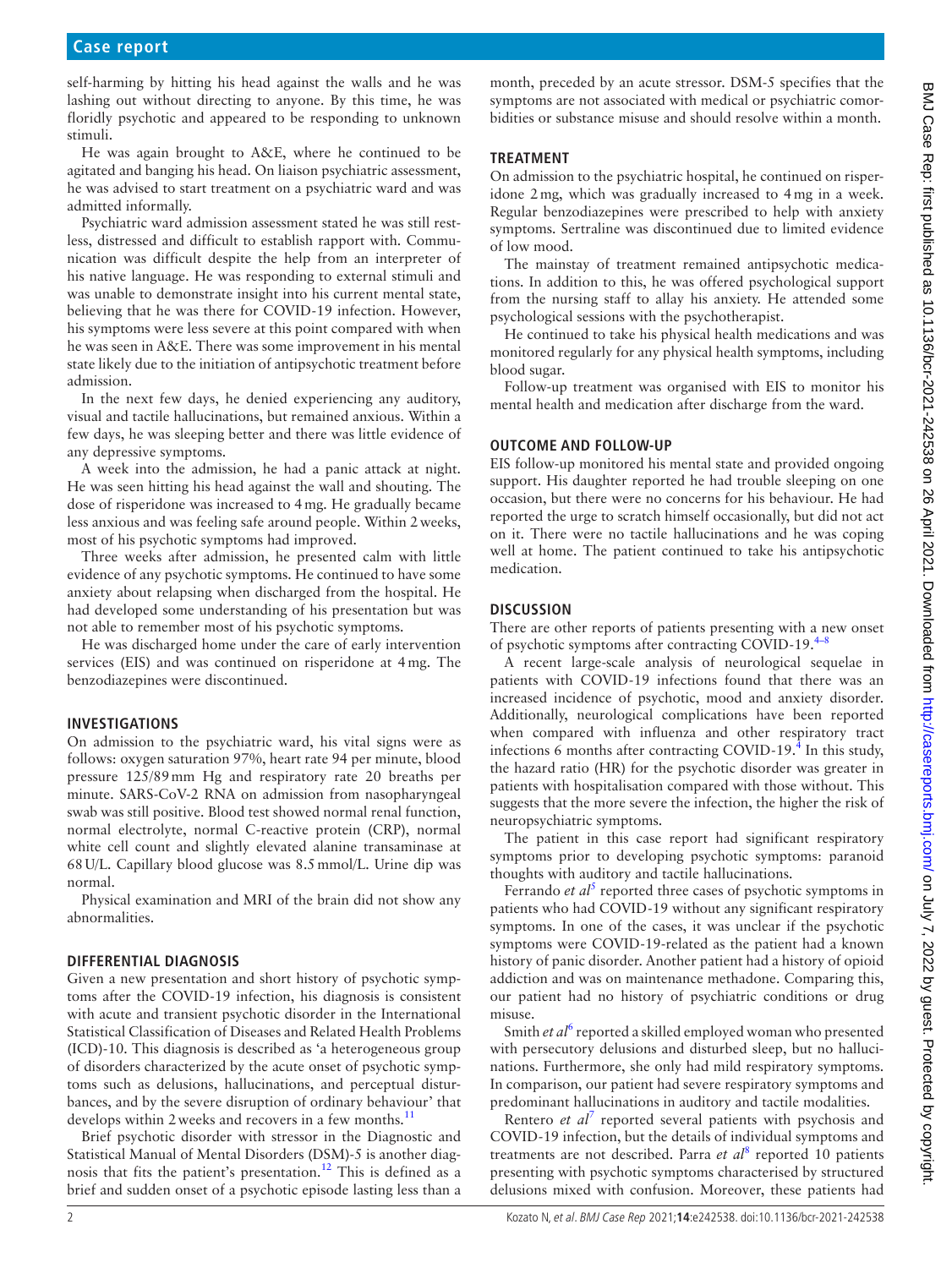self-harming by hitting his head against the walls and he was lashing out without directing to anyone. By this time, he was floridly psychotic and appeared to be responding to unknown stimuli.

He was again brought to A&E, where he continued to be agitated and banging his head. On liaison psychiatric assessment, he was advised to start treatment on a psychiatric ward and was admitted informally.

Psychiatric ward admission assessment stated he was still restless, distressed and difficult to establish rapport with. Communication was difficult despite the help from an interpreter of his native language. He was responding to external stimuli and was unable to demonstrate insight into his current mental state, believing that he was there for COVID-19 infection. However, his symptoms were less severe at this point compared with when he was seen in A&E. There was some improvement in his mental state likely due to the initiation of antipsychotic treatment before admission.

In the next few days, he denied experiencing any auditory, visual and tactile hallucinations, but remained anxious. Within a few days, he was sleeping better and there was little evidence of any depressive symptoms.

A week into the admission, he had a panic attack at night. He was seen hitting his head against the wall and shouting. The dose of risperidone was increased to 4 mg. He gradually became less anxious and was feeling safe around people. Within 2 weeks, most of his psychotic symptoms had improved.

Three weeks after admission, he presented calm with little evidence of any psychotic symptoms. He continued to have some anxiety about relapsing when discharged from the hospital. He had developed some understanding of his presentation but was not able to remember most of his psychotic symptoms.

He was discharged home under the care of early intervention services (EIS) and was continued on risperidone at 4 mg. The benzodiazepines were discontinued.

## INVESTIGATIONS

On admission to the psychiatric ward, his vital signs were as follows: oxygen saturation 97%, heart rate 94 per minute, blood pressure 125/89 mm Hg and respiratory rate 20 breaths per minute. SARS-CoV-2 RNA on admission from nasopharyngeal swab was still positive. Blood test showed normal renal function, normal electrolyte, normal C-reactive protein (CRP), normal white cell count and slightly elevated alanine transaminase at 68 U/L. Capillary blood glucose was 8.5 mmol/L. Urine dip was normal.

Physical examination and MRI of the brain did not show any abnormalities.

## DIFFERENTIAL DIAGNOSIS

Given a new presentation and short history of psychotic symptoms after the COVID-19 infection, his diagnosis is consistent with acute and transient psychotic disorder in the International Statistical Classification of Diseases and Related Health Problems (ICD)-10. This diagnosis is described as 'a heterogeneous group of disorders characterized by the acute onset of psychotic symptoms such as delusions, hallucinations, and perceptual disturbances, and by the severe disruption of ordinary behaviour' that develops within 2 weeks and recovers in a few months.[11]

Brief psychotic disorder with stressor in the Diagnostic and Statistical Manual of Mental Disorders (DSM)-5 is another diagnosis that fits the patient's presentation.[12] This is defined as a brief and sudden onset of a psychotic episode lasting less than a month, preceded by an acute stressor. DSM-5 specifies that the symptoms are not associated with medical or psychiatric comorbidities or substance misuse and should resolve within a month.

## TREATMENT

On admission to the psychiatric hospital, he continued on risperidone 2 mg, which was gradually increased to 4 mg in a week. Regular benzodiazepines were prescribed to help with anxiety symptoms. Sertraline was discontinued due to limited evidence of low mood.

The mainstay of treatment remained antipsychotic medications. In addition to this, he was offered psychological support from the nursing staff to allay his anxiety. He attended some psychological sessions with the psychotherapist.

He continued to take his physical health medications and was monitored regularly for any physical health symptoms, including blood sugar.

Follow-up treatment was organised with EIS to monitor his mental health and medication after discharge from the ward.

## OUTCOME AND FOLLOW-UP

EIS follow-up monitored his mental state and provided ongoing support. His daughter reported he had trouble sleeping on one occasion, but there were no concerns for his behaviour. He had reported the urge to scratch himself occasionally, but did not act on it. There were no tactile hallucinations and he was coping well at home. The patient continued to take his antipsychotic medication.

## DISCUSSION

There are other reports of patients presenting with a new onset of psychotic symptoms after contracting COVID-19.[4–8]

A recent large-scale analysis of neurological sequelae in patients with COVID-19 infections found that there was an increased incidence of psychotic, mood and anxiety disorder. Additionally, neurological complications have been reported when compared with influenza and other respiratory tract infections 6 months after contracting COVID-19.[4] In this study, the hazard ratio (HR) for the psychotic disorder was greater in patients with hospitalisation compared with those without. This suggests that the more severe the infection, the higher the risk of neuropsychiatric symptoms.

The patient in this case report had significant respiratory symptoms prior to developing psychotic symptoms: paranoid thoughts with auditory and tactile hallucinations.

Ferrando *et al*[5] reported three cases of psychotic symptoms in patients who had COVID-19 without any significant respiratory symptoms. In one of the cases, it was unclear if the psychotic symptoms were COVID-19-related as the patient had a known history of panic disorder. Another patient had a history of opioid addiction and was on maintenance methadone. Comparing this, our patient had no history of psychiatric conditions or drug misuse.

Smith *et al*[6] reported a skilled employed woman who presented with persecutory delusions and disturbed sleep, but no hallucinations. Furthermore, she only had mild respiratory symptoms. In comparison, our patient had severe respiratory symptoms and predominant hallucinations in auditory and tactile modalities.

Rentero *et al*[7] reported several patients with psychosis and COVID-19 infection, but the details of individual symptoms and treatments are not described. Parra *et al*[8] reported 10 patients presenting with psychotic symptoms characterised by structured delusions mixed with confusion. Moreover, these patients had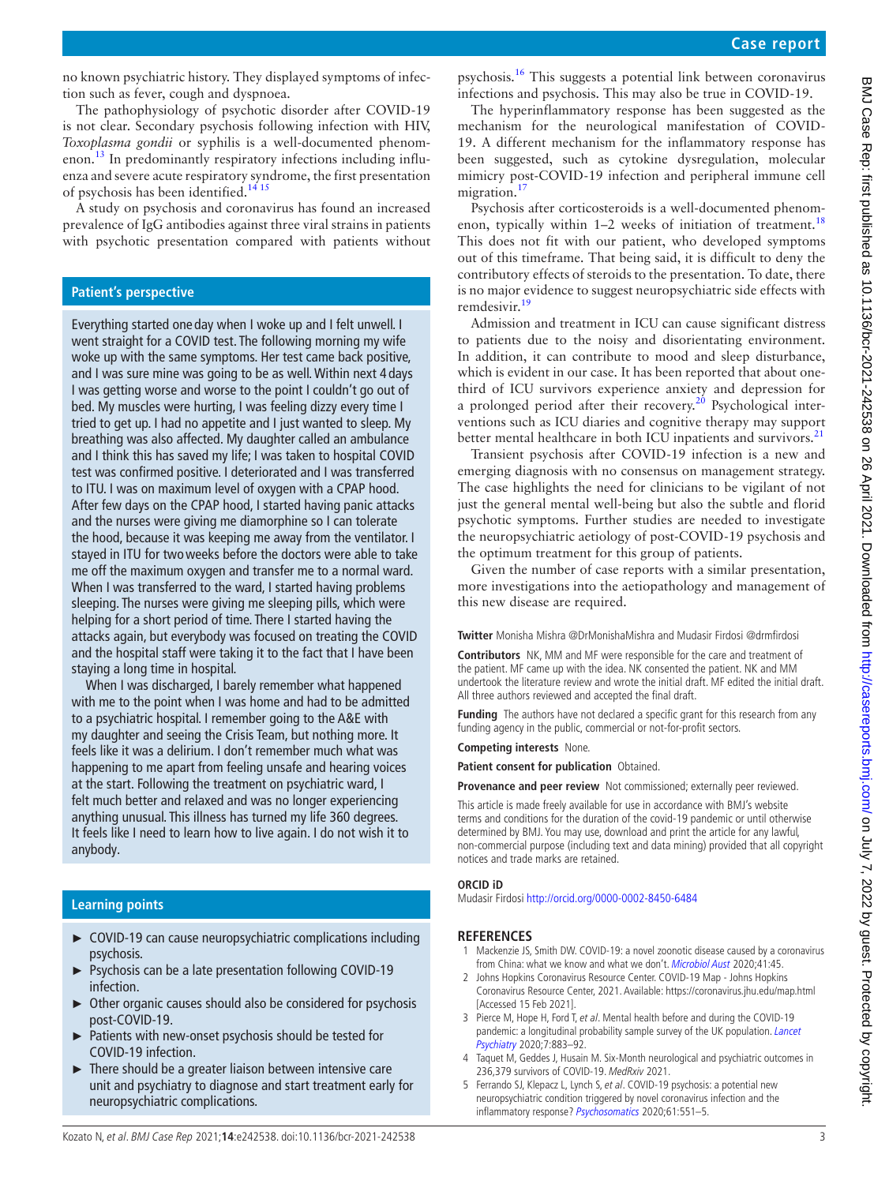no known psychiatric history. They displayed symptoms of infection such as fever, cough and dyspnoea.

The pathophysiology of psychotic disorder after COVID-19 is not clear. Secondary psychosis following infection with HIV, *Toxoplasma gondii* or syphilis is a well-documented phenomenon.[13] In predominantly respiratory infections including influenza and severe acute respiratory syndrome, the first presentation of psychosis has been identified.[14 15]

A study on psychosis and coronavirus has found an increased prevalence of IgG antibodies against three viral strains in patients with psychotic presentation compared with patients without psychosis.[16] This suggests a potential link between coronavirus infections and psychosis. This may also be true in COVID-19.

The hyperinflammatory response has been suggested as the mechanism for the neurological manifestation of COVID-19. A different mechanism for the inflammatory response has been suggested, such as cytokine dysregulation, molecular mimicry post-COVID-19 infection and peripheral immune cell migration.[17]

Psychosis after corticosteroids is a well-documented phenomenon, typically within 1–2 weeks of initiation of treatment.[18] This does not fit with our patient, who developed symptoms out of this timeframe. That being said, it is difficult to deny the contributory effects of steroids to the presentation. To date, there is no major evidence to suggest neuropsychiatric side effects with remdesivir.[19]

Admission and treatment in ICU can cause significant distress to patients due to the noisy and disorientating environment. In addition, it can contribute to mood and sleep disturbance, which is evident in our case. It has been reported that about one-third of ICU survivors experience anxiety and depression for a prolonged period after their recovery.[20] Psychological interventions such as ICU diaries and cognitive therapy may support better mental healthcare in both ICU inpatients and survivors.[21]

Transient psychosis after COVID-19 infection is a new and emerging diagnosis with no consensus on management strategy. The case highlights the need for clinicians to be vigilant of not just the general mental well-being but also the subtle and florid psychotic symptoms. Further studies are needed to investigate the neuropsychiatric aetiology of post-COVID-19 psychosis and the optimum treatment for this group of patients.

Given the number of case reports with a similar presentation, more investigations into the aetiopathology and management of this new disease are required.

## Patient's perspective

Everything started one day when I woke up and I felt unwell. I went straight for a COVID test. The following morning my wife woke up with the same symptoms. Her test came back positive, and I was sure mine was going to be as well. Within next 4 days I was getting worse and worse to the point I couldn't go out of bed. My muscles were hurting, I was feeling dizzy every time I tried to get up. I had no appetite and I just wanted to sleep. My breathing was also affected. My daughter called an ambulance and I think this has saved my life; I was taken to hospital COVID test was confirmed positive. I deteriorated and I was transferred to ITU. I was on maximum level of oxygen with a CPAP hood. After few days on the CPAP hood, I started having panic attacks and the nurses were giving me diamorphine so I can tolerate the hood, because it was keeping me away from the ventilator. I stayed in ITU for two weeks before the doctors were able to take me off the maximum oxygen and transfer me to a normal ward. When I was transferred to the ward, I started having problems sleeping. The nurses were giving me sleeping pills, which were helping for a short period of time. There I started having the attacks again, but everybody was focused on treating the COVID and the hospital staff were taking it to the fact that I have been staying a long time in hospital.

When I was discharged, I barely remember what happened with me to the point when I was home and had to be admitted to a psychiatric hospital. I remember going to the A&E with my daughter and seeing the Crisis Team, but nothing more. It feels like it was a delirium. I don't remember much what was happening to me apart from feeling unsafe and hearing voices at the start. Following the treatment on psychiatric ward, I felt much better and relaxed and was no longer experiencing anything unusual. This illness has turned my life 360 degrees. It feels like I need to learn how to live again. I do not wish it to anybody.

## Learning points

- COVID-19 can cause neuropsychiatric complications including psychosis.
- Psychosis can be a late presentation following COVID-19 infection.
- Other organic causes should also be considered for psychosis post-COVID-19.
- Patients with new-onset psychosis should be tested for COVID-19 infection.
- There should be a greater liaison between intensive care unit and psychiatry to diagnose and start treatment early for neuropsychiatric complications.

**Twitter** Monisha Mishra @DrMonishaMishra and Mudasir Firdosi @drmfirdosi

**Contributors** NK, MM and MF were responsible for the care and treatment of the patient. MF came up with the idea. NK consented the patient. NK and MM undertook the literature review and wrote the initial draft. MF edited the initial draft. All three authors reviewed and accepted the final draft.

**Funding** The authors have not declared a specific grant for this research from any funding agency in the public, commercial or not-for-profit sectors.

**Competing interests** None.

**Patient consent for publication** Obtained.

**Provenance and peer review** Not commissioned; externally peer reviewed.

This article is made freely available for use in accordance with BMJ's website terms and conditions for the duration of the covid-19 pandemic or until otherwise determined by BMJ. You may use, download and print the article for any lawful, non-commercial purpose (including text and data mining) provided that all copyright notices and trade marks are retained.

**ORCID iD**

Mudasir Firdosi http://orcid.org/0000-0002-8450-6484

## REFERENCES

1. Mackenzie JS, Smith DW. COVID-19: a novel zoonotic disease caused by a coronavirus from China: what we know and what we don't. *Microbiol Aust* 2020;41:45.
2. Johns Hopkins Coronavirus Resource Center. COVID-19 Map - Johns Hopkins Coronavirus Resource Center, 2021. Available: https://coronavirus.jhu.edu/map.html [Accessed 15 Feb 2021].
3. Pierce M, Hope H, Ford T, *et al*. Mental health before and during the COVID-19 pandemic: a longitudinal probability sample survey of the UK population. *Lancet Psychiatry* 2020;7:883–92.
4. Taquet M, Geddes J, Husain M. Six-Month neurological and psychiatric outcomes in 236,379 survivors of COVID-19. *MedRxiv* 2021.
5. Ferrando SJ, Klepacz L, Lynch S, *et al*. COVID-19 psychosis: a potential new neuropsychiatric condition triggered by novel coronavirus infection and the inflammatory response? *Psychosomatics* 2020;61:551–5.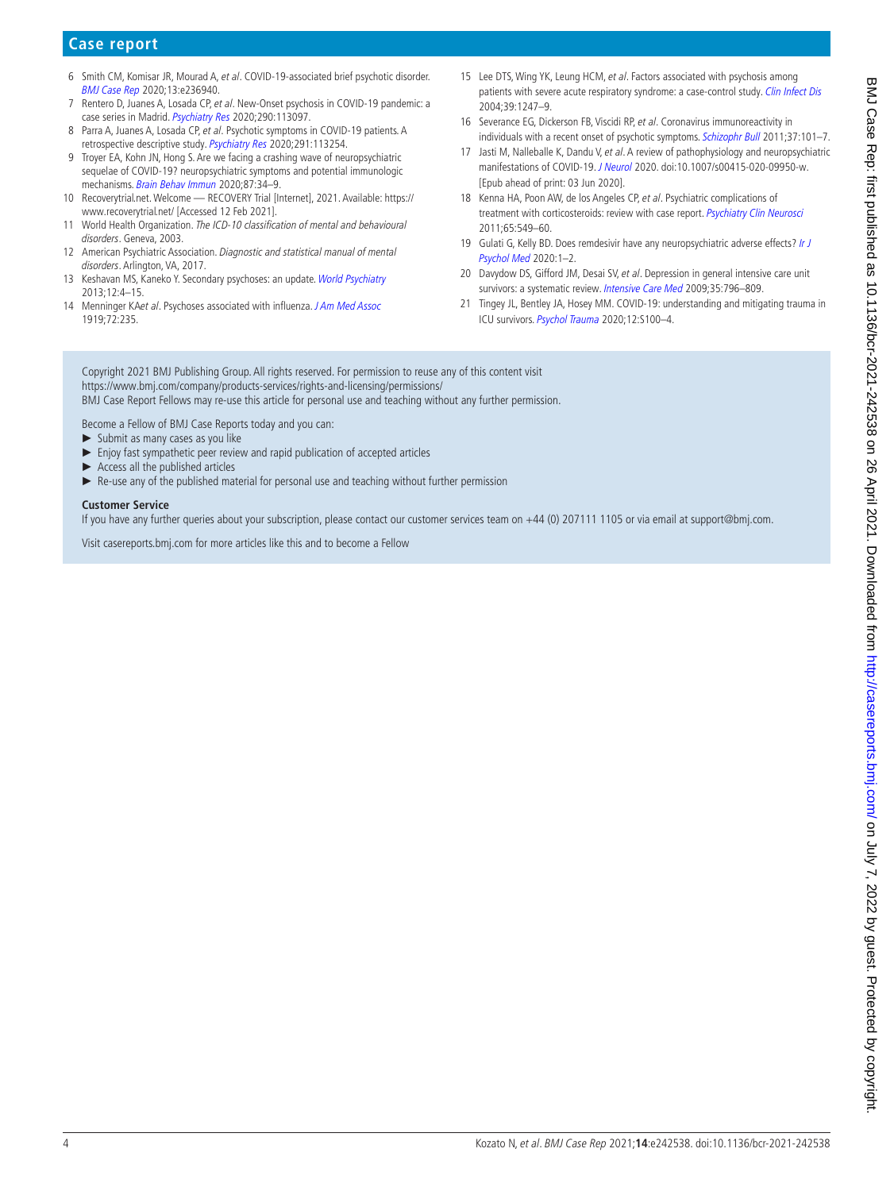6 Smith CM, Komisar JR, Mourad A, *et al*. COVID-19-associated brief psychotic disorder. *BMJ Case Rep* 2020;13:e236940.
7 Rentero D, Juanes A, Losada CP, *et al*. New-Onset psychosis in COVID-19 pandemic: a case series in Madrid. *Psychiatry Res* 2020;290:113097.
8 Parra A, Juanes A, Losada CP, *et al*. Psychotic symptoms in COVID-19 patients. A retrospective descriptive study. *Psychiatry Res* 2020;291:113254.
9 Troyer EA, Kohn JN, Hong S. Are we facing a crashing wave of neuropsychiatric sequelae of COVID-19? neuropsychiatric symptoms and potential immunologic mechanisms. *Brain Behav Immun* 2020;87:34–9.
10 Recoverytrial.net. Welcome — RECOVERY Trial [Internet], 2021. Available: https://www.recoverytrial.net/ [Accessed 12 Feb 2021].
11 World Health Organization. *The ICD-10 classification of mental and behavioural disorders*. Geneva, 2003.
12 American Psychiatric Association. *Diagnostic and statistical manual of mental disorders*. Arlington, VA, 2017.
13 Keshavan MS, Kaneko Y. Secondary psychoses: an update. *World Psychiatry* 2013;12:4–15.
14 Menninger KA*et al*. Psychoses associated with influenza. *J Am Med Assoc* 1919;72:235.
15 Lee DTS, Wing YK, Leung HCM, *et al*. Factors associated with psychosis among patients with severe acute respiratory syndrome: a case-control study. *Clin Infect Dis* 2004;39:1247–9.
16 Severance EG, Dickerson FB, Viscidi RP, *et al*. Coronavirus immunoreactivity in individuals with a recent onset of psychotic symptoms. *Schizophr Bull* 2011;37:101–7.
17 Jasti M, Nalleballe K, Dandu V, *et al*. A review of pathophysiology and neuropsychiatric manifestations of COVID-19. *J Neurol* 2020. doi:10.1007/s00415-020-09950-w. [Epub ahead of print: 03 Jun 2020].
18 Kenna HA, Poon AW, de los Angeles CP, *et al*. Psychiatric complications of treatment with corticosteroids: review with case report. *Psychiatry Clin Neurosci* 2011;65:549–60.
19 Gulati G, Kelly BD. Does remdesivir have any neuropsychiatric adverse effects? *Ir J Psychol Med* 2020:1–2.
20 Davydow DS, Gifford JM, Desai SV, *et al*. Depression in general intensive care unit survivors: a systematic review. *Intensive Care Med* 2009;35:796–809.
21 Tingey JL, Bentley JA, Hosey MM. COVID-19: understanding and mitigating trauma in ICU survivors. *Psychol Trauma* 2020;12:S100–4.

Copyright 2021 BMJ Publishing Group. All rights reserved. For permission to reuse any of this content visit
https://www.bmj.com/company/products-services/rights-and-licensing/permissions/
BMJ Case Report Fellows may re-use this article for personal use and teaching without any further permission.

Become a Fellow of BMJ Case Reports today and you can:

- Submit as many cases as you like
- Enjoy fast sympathetic peer review and rapid publication of accepted articles
- Access all the published articles
- Re-use any of the published material for personal use and teaching without further permission

**Customer Service**

If you have any further queries about your subscription, please contact our customer services team on +44 (0) 207111 1105 or via email at support@bmj.com.

Visit casereports.bmj.com for more articles like this and to become a Fellow